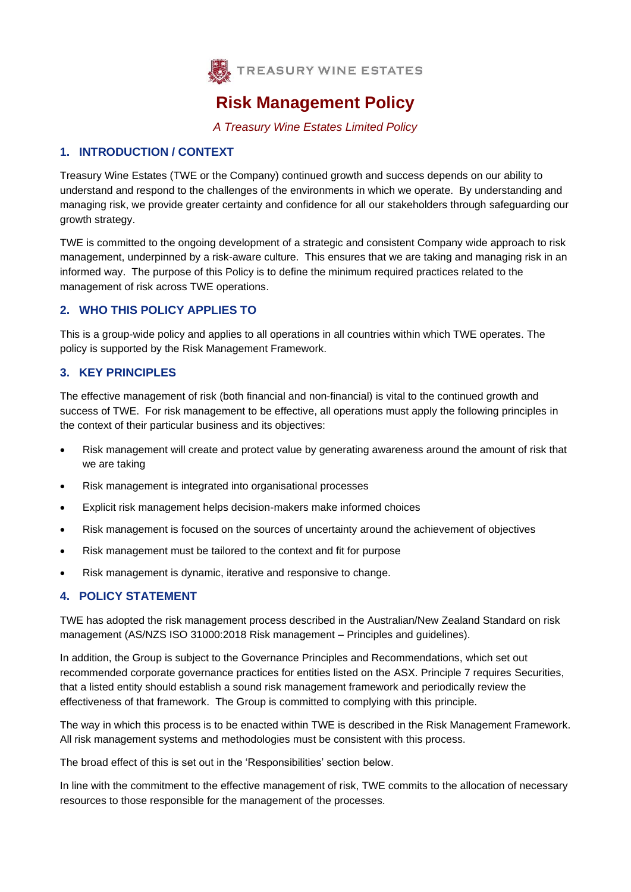TREASURY WINE ESTATES

# Risk Management Policy

*A Treasury Wine Estates Limited Policy*

## 1. INTRODUCTION / CONTEXT

Treasury Wine Estates (TWE or the Company) continued growth and success depends on our ability to understand and respond to the challenges of the environments in which we operate. By understanding and managing risk, we provide greater certainty and confidence for all our stakeholders through safeguarding our growth strategy.

TWE is committed to the ongoing development of a strategic and consistent Company wide approach to risk management, underpinned by a risk-aware culture. This ensures that we are taking and managing risk in an informed way. The purpose of this Policy is to define the minimum required practices related to the management of risk across TWE operations.

## 2. WHO THIS POLICY APPLIES TO

This is a group-wide policy and applies to all operations in all countries within which TWE operates. The policy is supported by the Risk Management Framework.

## 3. KEY PRINCIPLES

The effective management of risk (both financial and non-financial) is vital to the continued growth and success of TWE. For risk management to be effective, all operations must apply the following principles in the context of their particular business and its objectives:

- Risk management will create and protect value by generating awareness around the amount of risk that we are taking
- Risk management is integrated into organisational processes
- Explicit risk management helps decision-makers make informed choices
- Risk management is focused on the sources of uncertainty around the achievement of objectives
- Risk management must be tailored to the context and fit for purpose
- Risk management is dynamic, iterative and responsive to change.

## 4. POLICY STATEMENT

TWE has adopted the risk management process described in the Australian/New Zealand Standard on risk management (AS/NZS ISO 31000:2018 Risk management – Principles and guidelines).

In addition, the Group is subject to the Governance Principles and Recommendations, which set out recommended corporate governance practices for entities listed on the ASX. Principle 7 requires Securities, that a listed entity should establish a sound risk management framework and periodically review the effectiveness of that framework. The Group is committed to complying with this principle.

The way in which this process is to be enacted within TWE is described in the Risk Management Framework. All risk management systems and methodologies must be consistent with this process.

The broad effect of this is set out in the 'Responsibilities' section below.

In line with the commitment to the effective management of risk, TWE commits to the allocation of necessary resources to those responsible for the management of the processes.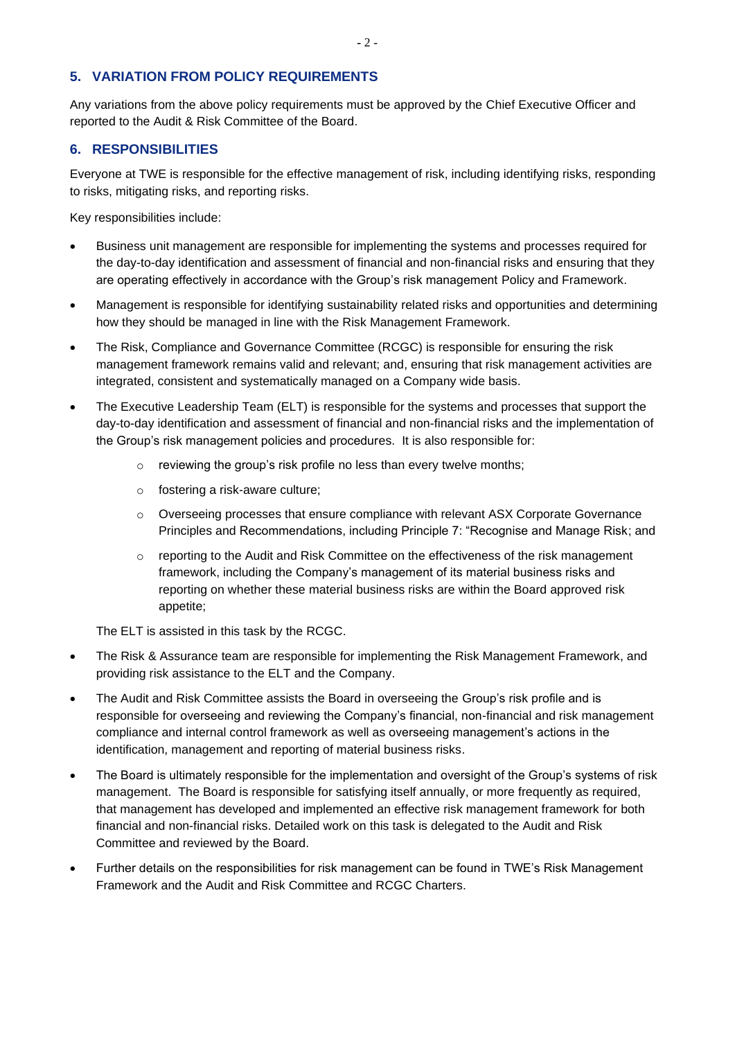## 5. VARIATION FROM POLICY REQUIREMENTS

Any variations from the above policy requirements must be approved by the Chief Executive Officer and reported to the Audit & Risk Committee of the Board.

## 6. RESPONSIBILITIES

Everyone at TWE is responsible for the effective management of risk, including identifying risks, responding to risks, mitigating risks, and reporting risks.

Key responsibilities include:

- Business unit management are responsible for implementing the systems and processes required for the day-to-day identification and assessment of financial and non-financial risks and ensuring that they are operating effectively in accordance with the Group's risk management Policy and Framework.
- Management is responsible for identifying sustainability related risks and opportunities and determining how they should be managed in line with the Risk Management Framework.
- The Risk, Compliance and Governance Committee (RCGC) is responsible for ensuring the risk management framework remains valid and relevant; and, ensuring that risk management activities are integrated, consistent and systematically managed on a Company wide basis.
- The Executive Leadership Team (ELT) is responsible for the systems and processes that support the day-to-day identification and assessment of financial and non-financial risks and the implementation of the Group's risk management policies and procedures. It is also responsible for:
    - reviewing the group's risk profile no less than every twelve months;
    - fostering a risk-aware culture;
    - Overseeing processes that ensure compliance with relevant ASX Corporate Governance Principles and Recommendations, including Principle 7: "Recognise and Manage Risk; and
    - reporting to the Audit and Risk Committee on the effectiveness of the risk management framework, including the Company's management of its material business risks and reporting on whether these material business risks are within the Board approved risk appetite;

  The ELT is assisted in this task by the RCGC.
- The Risk & Assurance team are responsible for implementing the Risk Management Framework, and providing risk assistance to the ELT and the Company.
- The Audit and Risk Committee assists the Board in overseeing the Group's risk profile and is responsible for overseeing and reviewing the Company's financial, non-financial and risk management compliance and internal control framework as well as overseeing management's actions in the identification, management and reporting of material business risks.
- The Board is ultimately responsible for the implementation and oversight of the Group's systems of risk management. The Board is responsible for satisfying itself annually, or more frequently as required, that management has developed and implemented an effective risk management framework for both financial and non-financial risks. Detailed work on this task is delegated to the Audit and Risk Committee and reviewed by the Board.
- Further details on the responsibilities for risk management can be found in TWE's Risk Management Framework and the Audit and Risk Committee and RCGC Charters.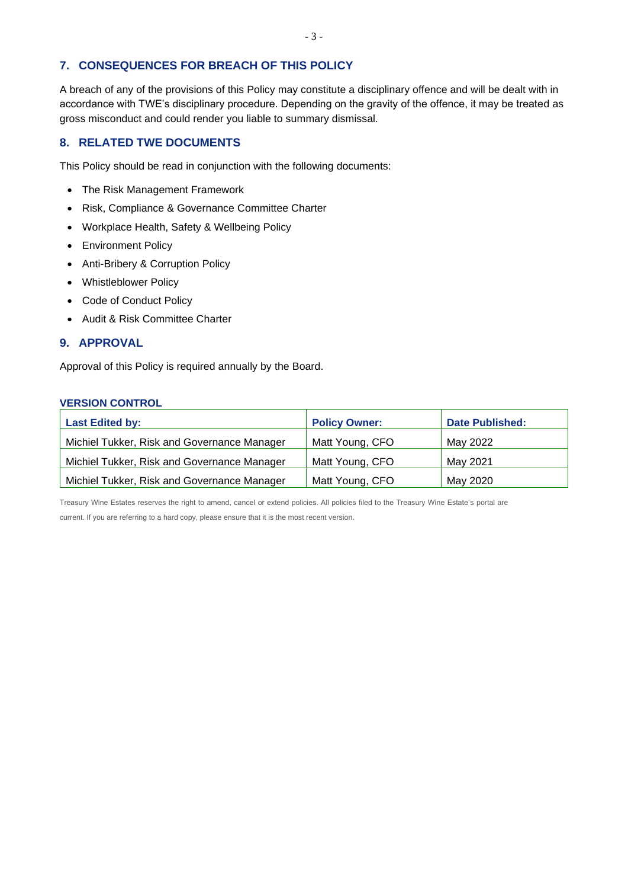## 7. CONSEQUENCES FOR BREACH OF THIS POLICY

A breach of any of the provisions of this Policy may constitute a disciplinary offence and will be dealt with in accordance with TWE's disciplinary procedure. Depending on the gravity of the offence, it may be treated as gross misconduct and could render you liable to summary dismissal.

## 8. RELATED TWE DOCUMENTS

This Policy should be read in conjunction with the following documents:

- The Risk Management Framework
- Risk, Compliance & Governance Committee Charter
- Workplace Health, Safety & Wellbeing Policy
- Environment Policy
- Anti-Bribery & Corruption Policy
- Whistleblower Policy
- Code of Conduct Policy
- Audit & Risk Committee Charter

## 9. APPROVAL

Approval of this Policy is required annually by the Board.

### VERSION CONTROL

| Last Edited by: | Policy Owner: | Date Published: |
|---|---|---|
| Michiel Tukker, Risk and Governance Manager | Matt Young, CFO | May 2022 |
| Michiel Tukker, Risk and Governance Manager | Matt Young, CFO | May 2021 |
| Michiel Tukker, Risk and Governance Manager | Matt Young, CFO | May 2020 |

Treasury Wine Estates reserves the right to amend, cancel or extend policies. All policies filed to the Treasury Wine Estate's portal are current. If you are referring to a hard copy, please ensure that it is the most recent version.